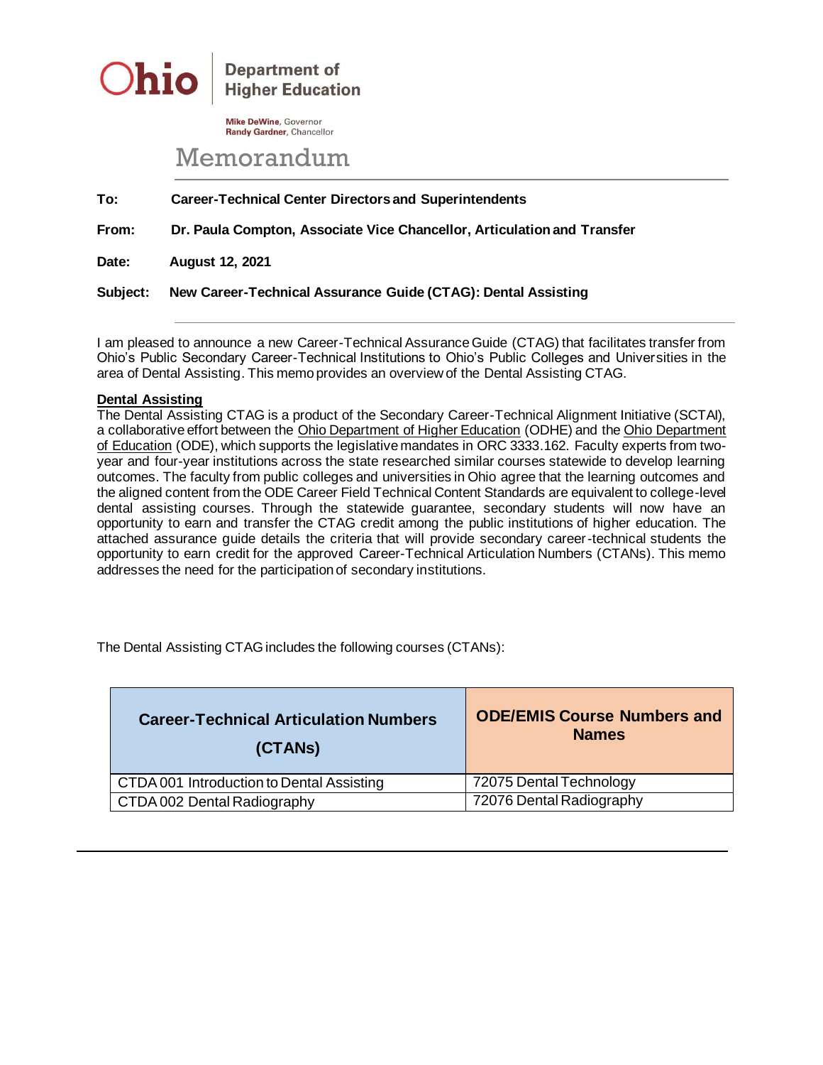Ohio | Department of Higher Education

**Mike DeWine**, Governor
**Randy Gardner**, Chancellor

# Memorandum

**To:** Career-Technical Center Directors and Superintendents

**From:** Dr. Paula Compton, Associate Vice Chancellor, Articulation and Transfer

**Date:** August 12, 2021

**Subject:** New Career-Technical Assurance Guide (CTAG): Dental Assisting

---

I am pleased to announce a new Career-Technical Assurance Guide (CTAG) that facilitates transfer from Ohio's Public Secondary Career-Technical Institutions to Ohio's Public Colleges and Universities in the area of Dental Assisting. This memo provides an overview of the Dental Assisting CTAG.

## Dental Assisting

The Dental Assisting CTAG is a product of the Secondary Career-Technical Alignment Initiative (SCTAI), a collaborative effort between the Ohio Department of Higher Education (ODHE) and the Ohio Department of Education (ODE), which supports the legislative mandates in ORC 3333.162. Faculty experts from two-year and four-year institutions across the state researched similar courses statewide to develop learning outcomes. The faculty from public colleges and universities in Ohio agree that the learning outcomes and the aligned content from the ODE Career Field Technical Content Standards are equivalent to college-level dental assisting courses. Through the statewide guarantee, secondary students will now have an opportunity to earn and transfer the CTAG credit among the public institutions of higher education. The attached assurance guide details the criteria that will provide secondary career-technical students the opportunity to earn credit for the approved Career-Technical Articulation Numbers (CTANs). This memo addresses the need for the participation of secondary institutions.

The Dental Assisting CTAG includes the following courses (CTANs):

| Career-Technical Articulation Numbers (CTANs) | ODE/EMIS Course Numbers and Names |
|---|---|
| CTDA 001 Introduction to Dental Assisting | 72075 Dental Technology |
| CTDA 002 Dental Radiography | 72076 Dental Radiography |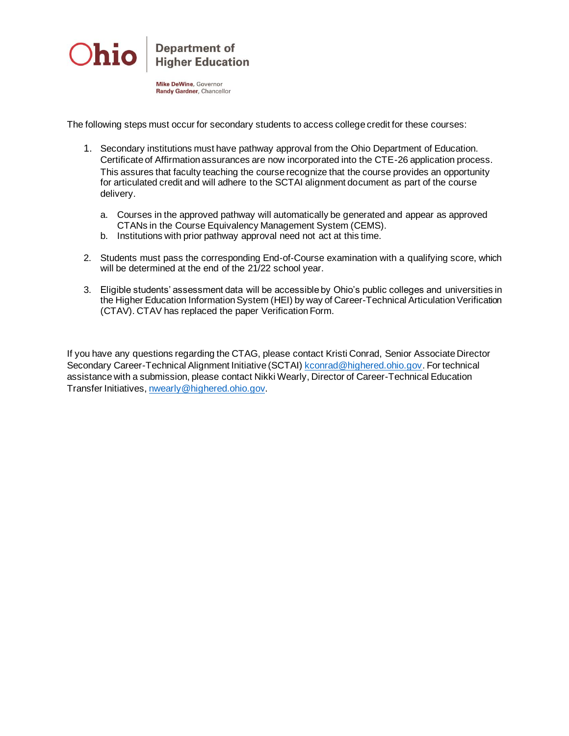Ohio | Department of Higher Education

**Mike DeWine**, Governor
**Randy Gardner**, Chancellor

The following steps must occur for secondary students to access college credit for these courses:

1. Secondary institutions must have pathway approval from the Ohio Department of Education. Certificate of Affirmation assurances are now incorporated into the CTE-26 application process. This assures that faculty teaching the course recognize that the course provides an opportunity for articulated credit and will adhere to the SCTAI alignment document as part of the course delivery.

   a. Courses in the approved pathway will automatically be generated and appear as approved CTANs in the Course Equivalency Management System (CEMS).
   b. Institutions with prior pathway approval need not act at this time.

2. Students must pass the corresponding End-of-Course examination with a qualifying score, which will be determined at the end of the 21/22 school year.

3. Eligible students' assessment data will be accessible by Ohio's public colleges and universities in the Higher Education Information System (HEI) by way of Career-Technical Articulation Verification (CTAV). CTAV has replaced the paper Verification Form.

If you have any questions regarding the CTAG, please contact Kristi Conrad, Senior Associate Director Secondary Career-Technical Alignment Initiative (SCTAI) kconrad@highered.ohio.gov. For technical assistance with a submission, please contact Nikki Wearly, Director of Career-Technical Education Transfer Initiatives, nwearly@highered.ohio.gov.